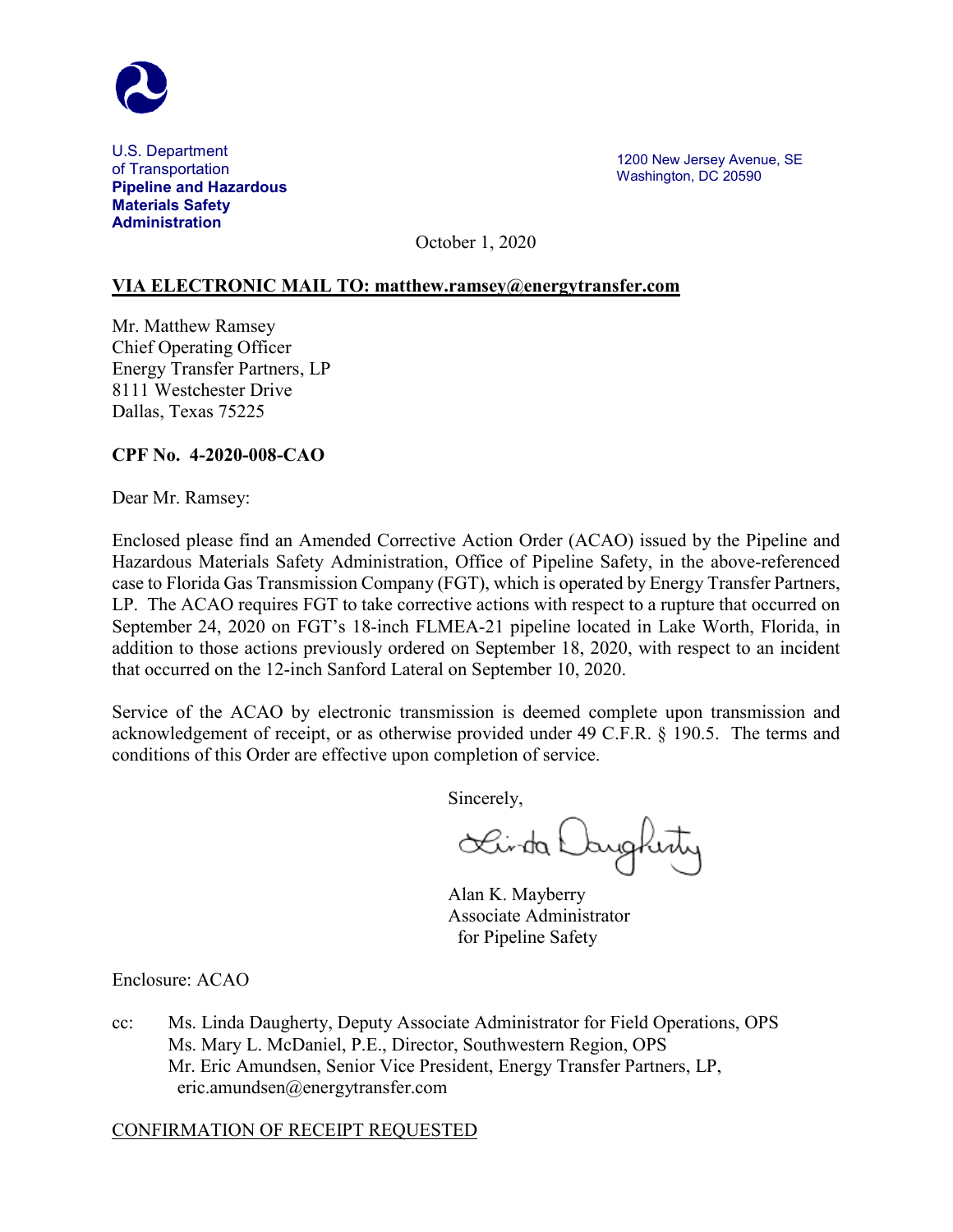U.S. Department of Transportation
**Pipeline and Hazardous Materials Safety Administration**

1200 New Jersey Avenue, SE
Washington, DC 20590

October 1, 2020

**VIA ELECTRONIC MAIL TO: matthew.ramsey@energytransfer.com**

Mr. Matthew Ramsey
Chief Operating Officer
Energy Transfer Partners, LP
8111 Westchester Drive
Dallas, Texas 75225

**CPF No. 4-2020-008-CAO**

Dear Mr. Ramsey:

Enclosed please find an Amended Corrective Action Order (ACAO) issued by the Pipeline and Hazardous Materials Safety Administration, Office of Pipeline Safety, in the above-referenced case to Florida Gas Transmission Company (FGT), which is operated by Energy Transfer Partners, LP. The ACAO requires FGT to take corrective actions with respect to a rupture that occurred on September 24, 2020 on FGT's 18-inch FLMEA-21 pipeline located in Lake Worth, Florida, in addition to those actions previously ordered on September 18, 2020, with respect to an incident that occurred on the 12-inch Sanford Lateral on September 10, 2020.

Service of the ACAO by electronic transmission is deemed complete upon transmission and acknowledgement of receipt, or as otherwise provided under 49 C.F.R. § 190.5. The terms and conditions of this Order are effective upon completion of service.

Sincerely,

Linda Daugherty

Alan K. Mayberry
Associate Administrator
for Pipeline Safety

Enclosure: ACAO

cc: Ms. Linda Daugherty, Deputy Associate Administrator for Field Operations, OPS
Ms. Mary L. McDaniel, P.E., Director, Southwestern Region, OPS
Mr. Eric Amundsen, Senior Vice President, Energy Transfer Partners, LP, eric.amundsen@energytransfer.com

CONFIRMATION OF RECEIPT REQUESTED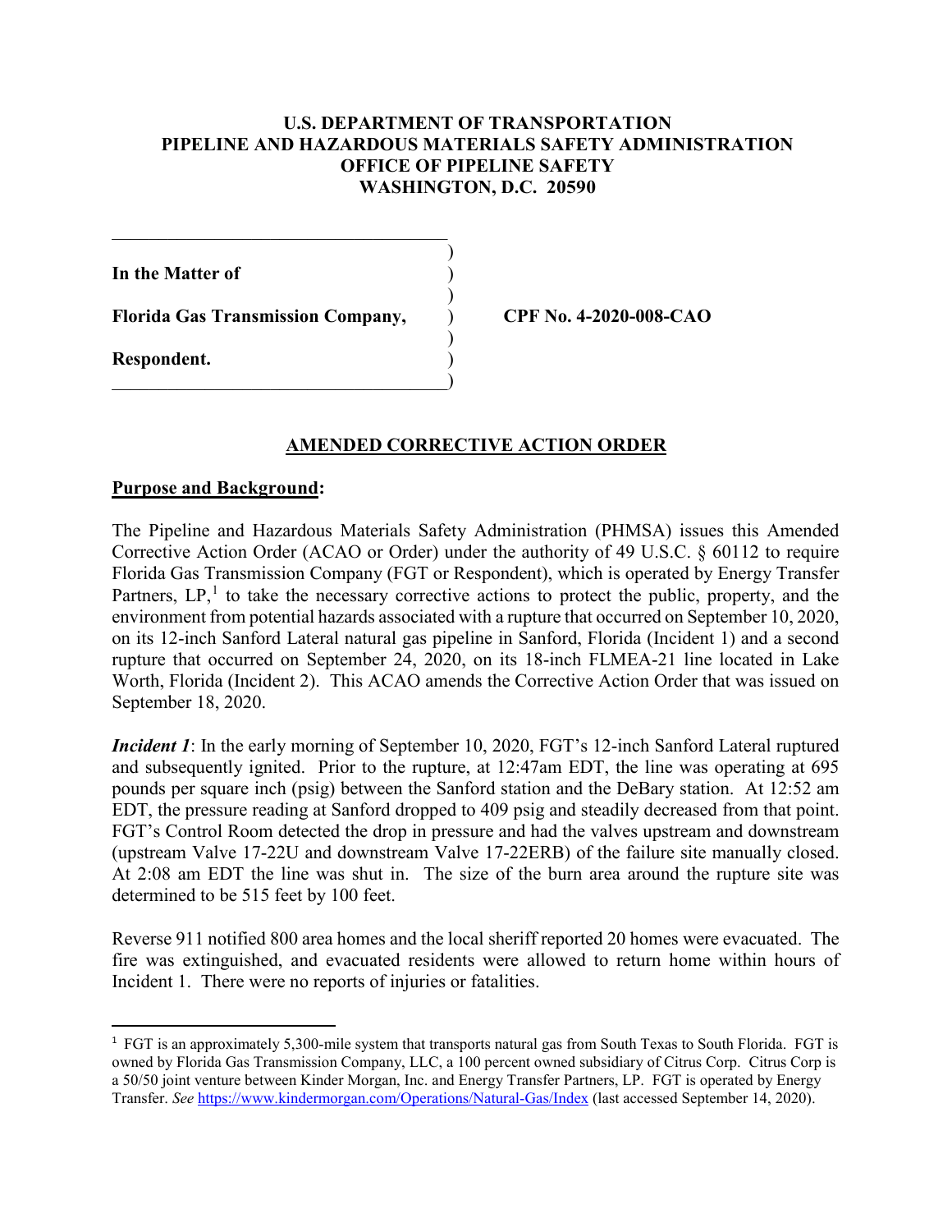# U.S. DEPARTMENT OF TRANSPORTATION
# PIPELINE AND HAZARDOUS MATERIALS SAFETY ADMINISTRATION
# OFFICE OF PIPELINE SAFETY
# WASHINGTON, D.C. 20590

**In the Matter of**

**Florida Gas Transmission Company,**

**Respondent.**

**CPF No. 4-2020-008-CAO**

## AMENDED CORRECTIVE ACTION ORDER

**Purpose and Background:**

The Pipeline and Hazardous Materials Safety Administration (PHMSA) issues this Amended Corrective Action Order (ACAO or Order) under the authority of 49 U.S.C. § 60112 to require Florida Gas Transmission Company (FGT or Respondent), which is operated by Energy Transfer Partners, LP,[1] to take the necessary corrective actions to protect the public, property, and the environment from potential hazards associated with a rupture that occurred on September 10, 2020, on its 12-inch Sanford Lateral natural gas pipeline in Sanford, Florida (Incident 1) and a second rupture that occurred on September 24, 2020, on its 18-inch FLMEA-21 line located in Lake Worth, Florida (Incident 2). This ACAO amends the Corrective Action Order that was issued on September 18, 2020.

***Incident 1***: In the early morning of September 10, 2020, FGT's 12-inch Sanford Lateral ruptured and subsequently ignited. Prior to the rupture, at 12:47am EDT, the line was operating at 695 pounds per square inch (psig) between the Sanford station and the DeBary station. At 12:52 am EDT, the pressure reading at Sanford dropped to 409 psig and steadily decreased from that point. FGT's Control Room detected the drop in pressure and had the valves upstream and downstream (upstream Valve 17-22U and downstream Valve 17-22ERB) of the failure site manually closed. At 2:08 am EDT the line was shut in. The size of the burn area around the rupture site was determined to be 515 feet by 100 feet.

Reverse 911 notified 800 area homes and the local sheriff reported 20 homes were evacuated. The fire was extinguished, and evacuated residents were allowed to return home within hours of Incident 1. There were no reports of injuries or fatalities.

---

[1] FGT is an approximately 5,300-mile system that transports natural gas from South Texas to South Florida. FGT is owned by Florida Gas Transmission Company, LLC, a 100 percent owned subsidiary of Citrus Corp. Citrus Corp is a 50/50 joint venture between Kinder Morgan, Inc. and Energy Transfer Partners, LP. FGT is operated by Energy Transfer. *See* https://www.kindermorgan.com/Operations/Natural-Gas/Index (last accessed September 14, 2020).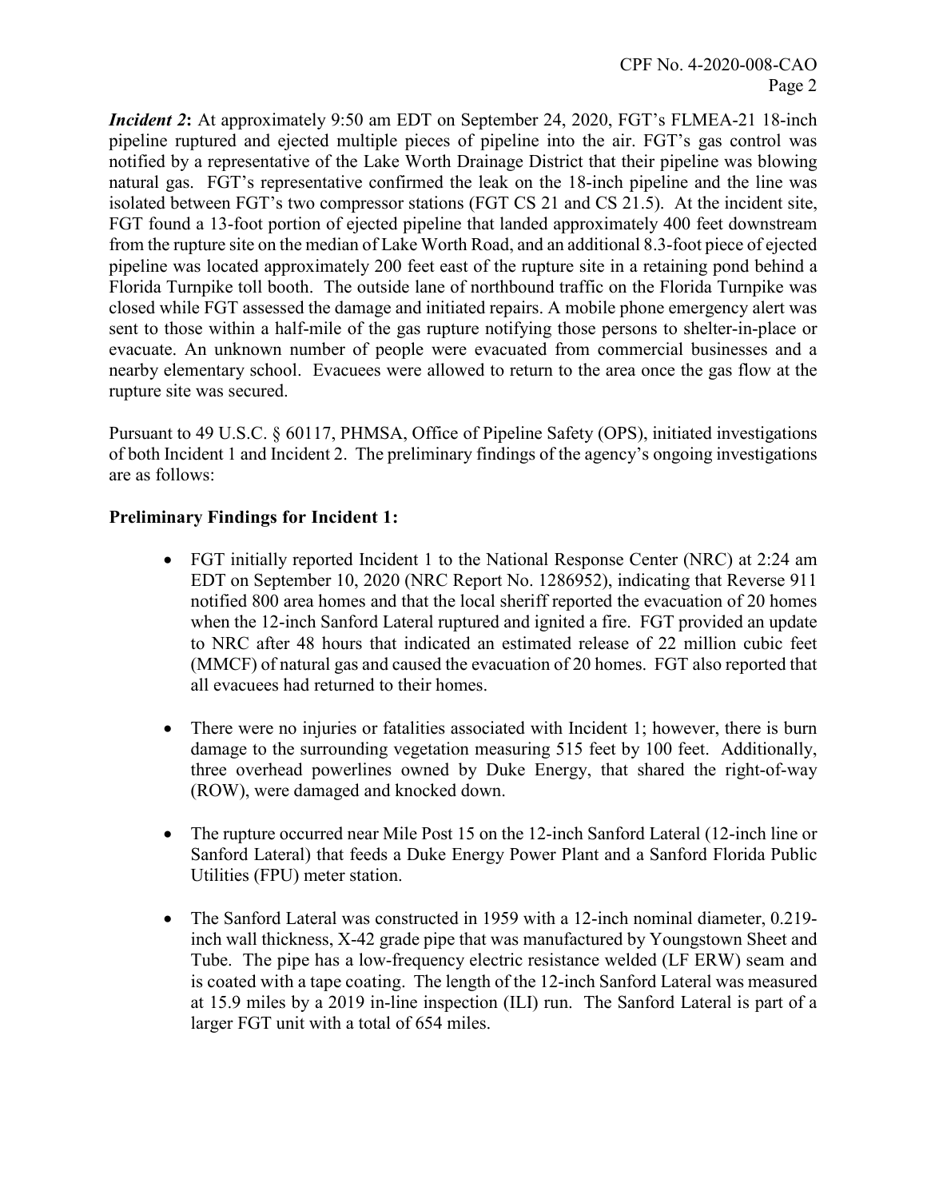*Incident 2***:** At approximately 9:50 am EDT on September 24, 2020, FGT's FLMEA-21 18-inch pipeline ruptured and ejected multiple pieces of pipeline into the air. FGT's gas control was notified by a representative of the Lake Worth Drainage District that their pipeline was blowing natural gas. FGT's representative confirmed the leak on the 18-inch pipeline and the line was isolated between FGT's two compressor stations (FGT CS 21 and CS 21.5). At the incident site, FGT found a 13-foot portion of ejected pipeline that landed approximately 400 feet downstream from the rupture site on the median of Lake Worth Road, and an additional 8.3-foot piece of ejected pipeline was located approximately 200 feet east of the rupture site in a retaining pond behind a Florida Turnpike toll booth. The outside lane of northbound traffic on the Florida Turnpike was closed while FGT assessed the damage and initiated repairs. A mobile phone emergency alert was sent to those within a half-mile of the gas rupture notifying those persons to shelter-in-place or evacuate. An unknown number of people were evacuated from commercial businesses and a nearby elementary school. Evacuees were allowed to return to the area once the gas flow at the rupture site was secured.

Pursuant to 49 U.S.C. § 60117, PHMSA, Office of Pipeline Safety (OPS), initiated investigations of both Incident 1 and Incident 2. The preliminary findings of the agency's ongoing investigations are as follows:

**Preliminary Findings for Incident 1:**

- FGT initially reported Incident 1 to the National Response Center (NRC) at 2:24 am EDT on September 10, 2020 (NRC Report No. 1286952), indicating that Reverse 911 notified 800 area homes and that the local sheriff reported the evacuation of 20 homes when the 12-inch Sanford Lateral ruptured and ignited a fire. FGT provided an update to NRC after 48 hours that indicated an estimated release of 22 million cubic feet (MMCF) of natural gas and caused the evacuation of 20 homes. FGT also reported that all evacuees had returned to their homes.

- There were no injuries or fatalities associated with Incident 1; however, there is burn damage to the surrounding vegetation measuring 515 feet by 100 feet. Additionally, three overhead powerlines owned by Duke Energy, that shared the right-of-way (ROW), were damaged and knocked down.

- The rupture occurred near Mile Post 15 on the 12-inch Sanford Lateral (12-inch line or Sanford Lateral) that feeds a Duke Energy Power Plant and a Sanford Florida Public Utilities (FPU) meter station.

- The Sanford Lateral was constructed in 1959 with a 12-inch nominal diameter, 0.219-inch wall thickness, X-42 grade pipe that was manufactured by Youngstown Sheet and Tube. The pipe has a low-frequency electric resistance welded (LF ERW) seam and is coated with a tape coating. The length of the 12-inch Sanford Lateral was measured at 15.9 miles by a 2019 in-line inspection (ILI) run. The Sanford Lateral is part of a larger FGT unit with a total of 654 miles.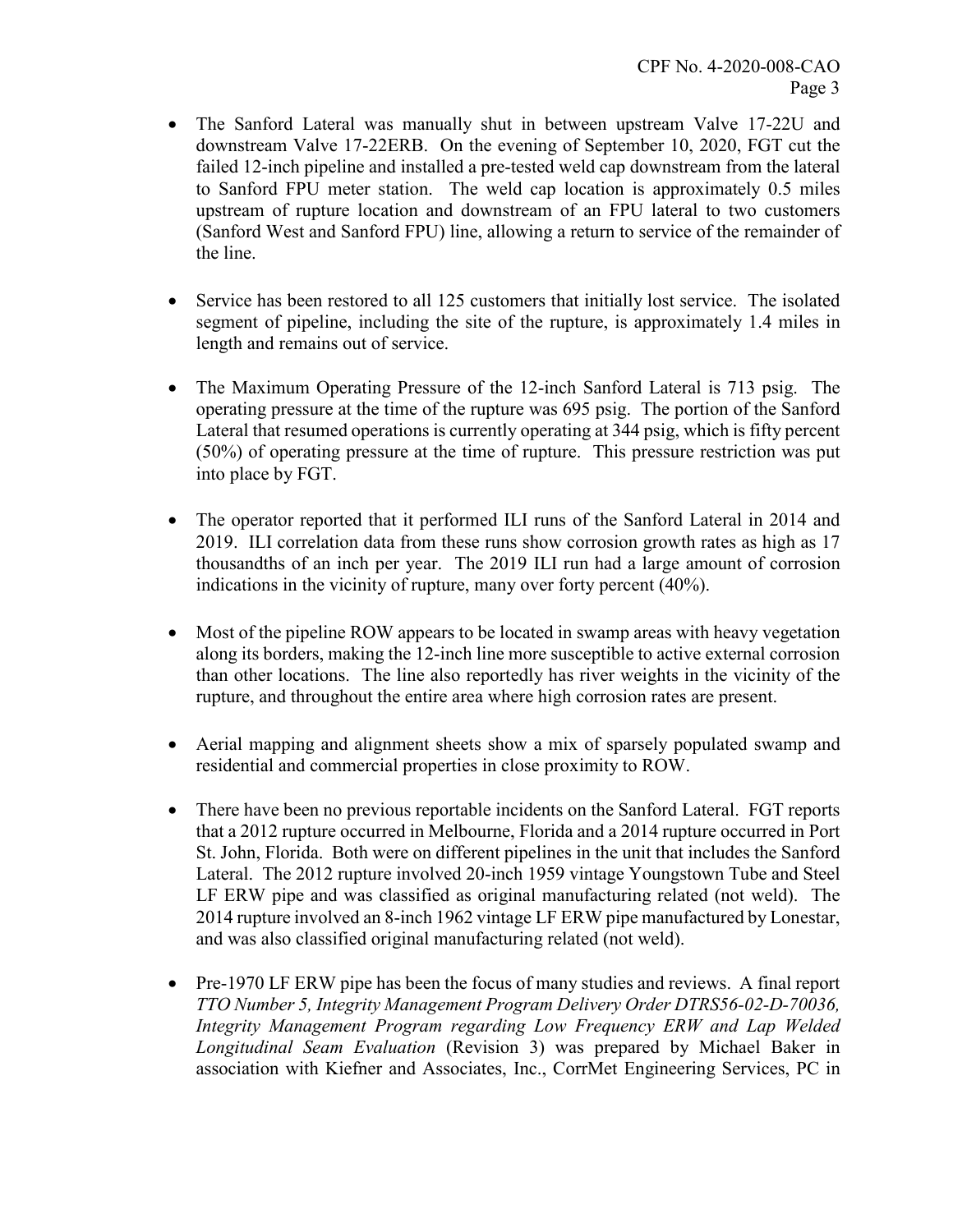- The Sanford Lateral was manually shut in between upstream Valve 17-22U and downstream Valve 17-22ERB. On the evening of September 10, 2020, FGT cut the failed 12-inch pipeline and installed a pre-tested weld cap downstream from the lateral to Sanford FPU meter station. The weld cap location is approximately 0.5 miles upstream of rupture location and downstream of an FPU lateral to two customers (Sanford West and Sanford FPU) line, allowing a return to service of the remainder of the line.

- Service has been restored to all 125 customers that initially lost service. The isolated segment of pipeline, including the site of the rupture, is approximately 1.4 miles in length and remains out of service.

- The Maximum Operating Pressure of the 12-inch Sanford Lateral is 713 psig. The operating pressure at the time of the rupture was 695 psig. The portion of the Sanford Lateral that resumed operations is currently operating at 344 psig, which is fifty percent (50%) of operating pressure at the time of rupture. This pressure restriction was put into place by FGT.

- The operator reported that it performed ILI runs of the Sanford Lateral in 2014 and 2019. ILI correlation data from these runs show corrosion growth rates as high as 17 thousandths of an inch per year. The 2019 ILI run had a large amount of corrosion indications in the vicinity of rupture, many over forty percent (40%).

- Most of the pipeline ROW appears to be located in swamp areas with heavy vegetation along its borders, making the 12-inch line more susceptible to active external corrosion than other locations. The line also reportedly has river weights in the vicinity of the rupture, and throughout the entire area where high corrosion rates are present.

- Aerial mapping and alignment sheets show a mix of sparsely populated swamp and residential and commercial properties in close proximity to ROW.

- There have been no previous reportable incidents on the Sanford Lateral. FGT reports that a 2012 rupture occurred in Melbourne, Florida and a 2014 rupture occurred in Port St. John, Florida. Both were on different pipelines in the unit that includes the Sanford Lateral. The 2012 rupture involved 20-inch 1959 vintage Youngstown Tube and Steel LF ERW pipe and was classified as original manufacturing related (not weld). The 2014 rupture involved an 8-inch 1962 vintage LF ERW pipe manufactured by Lonestar, and was also classified original manufacturing related (not weld).

- Pre-1970 LF ERW pipe has been the focus of many studies and reviews. A final report *TTO Number 5, Integrity Management Program Delivery Order DTRS56-02-D-70036, Integrity Management Program regarding Low Frequency ERW and Lap Welded Longitudinal Seam Evaluation* (Revision 3) was prepared by Michael Baker in association with Kiefner and Associates, Inc., CorrMet Engineering Services, PC in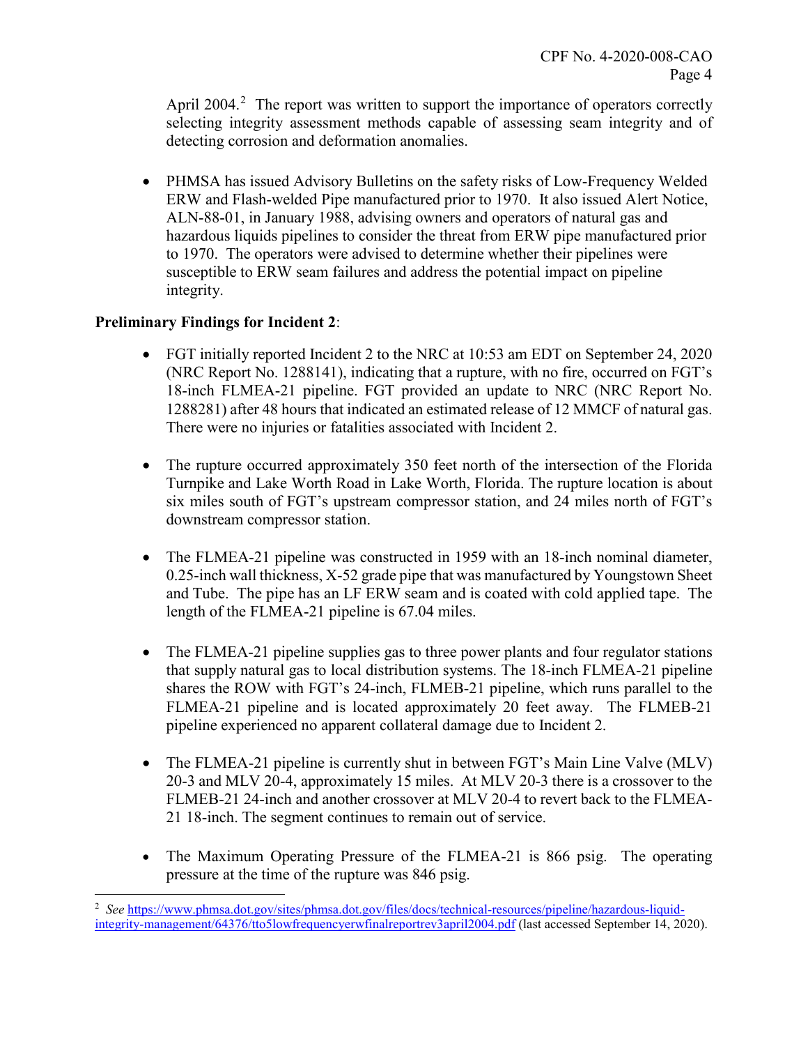April 2004.[2] The report was written to support the importance of operators correctly selecting integrity assessment methods capable of assessing seam integrity and of detecting corrosion and deformation anomalies.

- PHMSA has issued Advisory Bulletins on the safety risks of Low-Frequency Welded ERW and Flash-welded Pipe manufactured prior to 1970. It also issued Alert Notice, ALN-88-01, in January 1988, advising owners and operators of natural gas and hazardous liquids pipelines to consider the threat from ERW pipe manufactured prior to 1970. The operators were advised to determine whether their pipelines were susceptible to ERW seam failures and address the potential impact on pipeline integrity.

**Preliminary Findings for Incident 2**:

- FGT initially reported Incident 2 to the NRC at 10:53 am EDT on September 24, 2020 (NRC Report No. 1288141), indicating that a rupture, with no fire, occurred on FGT's 18-inch FLMEA-21 pipeline. FGT provided an update to NRC (NRC Report No. 1288281) after 48 hours that indicated an estimated release of 12 MMCF of natural gas. There were no injuries or fatalities associated with Incident 2.

- The rupture occurred approximately 350 feet north of the intersection of the Florida Turnpike and Lake Worth Road in Lake Worth, Florida. The rupture location is about six miles south of FGT's upstream compressor station, and 24 miles north of FGT's downstream compressor station.

- The FLMEA-21 pipeline was constructed in 1959 with an 18-inch nominal diameter, 0.25-inch wall thickness, X-52 grade pipe that was manufactured by Youngstown Sheet and Tube. The pipe has an LF ERW seam and is coated with cold applied tape. The length of the FLMEA-21 pipeline is 67.04 miles.

- The FLMEA-21 pipeline supplies gas to three power plants and four regulator stations that supply natural gas to local distribution systems. The 18-inch FLMEA-21 pipeline shares the ROW with FGT's 24-inch, FLMEB-21 pipeline, which runs parallel to the FLMEA-21 pipeline and is located approximately 20 feet away. The FLMEB-21 pipeline experienced no apparent collateral damage due to Incident 2.

- The FLMEA-21 pipeline is currently shut in between FGT's Main Line Valve (MLV) 20-3 and MLV 20-4, approximately 15 miles. At MLV 20-3 there is a crossover to the FLMEB-21 24-inch and another crossover at MLV 20-4 to revert back to the FLMEA-21 18-inch. The segment continues to remain out of service.

- The Maximum Operating Pressure of the FLMEA-21 is 866 psig. The operating pressure at the time of the rupture was 846 psig.

[2] *See* https://www.phmsa.dot.gov/sites/phmsa.dot.gov/files/docs/technical-resources/pipeline/hazardous-liquid-integrity-management/64376/tto5lowfrequencyerwfinalreportrev3april2004.pdf (last accessed September 14, 2020).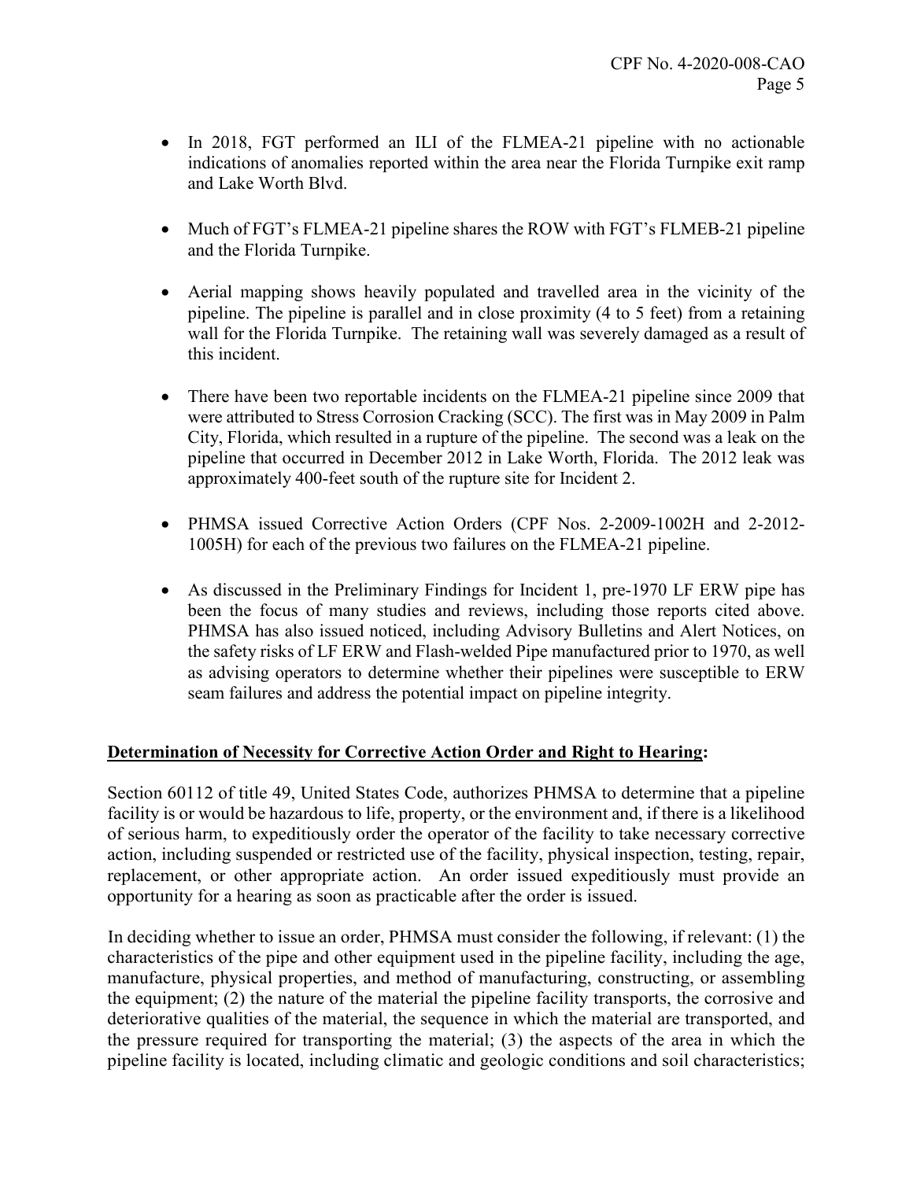- In 2018, FGT performed an ILI of the FLMEA-21 pipeline with no actionable indications of anomalies reported within the area near the Florida Turnpike exit ramp and Lake Worth Blvd.

- Much of FGT's FLMEA-21 pipeline shares the ROW with FGT's FLMEB-21 pipeline and the Florida Turnpike.

- Aerial mapping shows heavily populated and travelled area in the vicinity of the pipeline. The pipeline is parallel and in close proximity (4 to 5 feet) from a retaining wall for the Florida Turnpike. The retaining wall was severely damaged as a result of this incident.

- There have been two reportable incidents on the FLMEA-21 pipeline since 2009 that were attributed to Stress Corrosion Cracking (SCC). The first was in May 2009 in Palm City, Florida, which resulted in a rupture of the pipeline. The second was a leak on the pipeline that occurred in December 2012 in Lake Worth, Florida. The 2012 leak was approximately 400-feet south of the rupture site for Incident 2.

- PHMSA issued Corrective Action Orders (CPF Nos. 2-2009-1002H and 2-2012-1005H) for each of the previous two failures on the FLMEA-21 pipeline.

- As discussed in the Preliminary Findings for Incident 1, pre-1970 LF ERW pipe has been the focus of many studies and reviews, including those reports cited above. PHMSA has also issued noticed, including Advisory Bulletins and Alert Notices, on the safety risks of LF ERW and Flash-welded Pipe manufactured prior to 1970, as well as advising operators to determine whether their pipelines were susceptible to ERW seam failures and address the potential impact on pipeline integrity.

**Determination of Necessity for Corrective Action Order and Right to Hearing:**

Section 60112 of title 49, United States Code, authorizes PHMSA to determine that a pipeline facility is or would be hazardous to life, property, or the environment and, if there is a likelihood of serious harm, to expeditiously order the operator of the facility to take necessary corrective action, including suspended or restricted use of the facility, physical inspection, testing, repair, replacement, or other appropriate action. An order issued expeditiously must provide an opportunity for a hearing as soon as practicable after the order is issued.

In deciding whether to issue an order, PHMSA must consider the following, if relevant: (1) the characteristics of the pipe and other equipment used in the pipeline facility, including the age, manufacture, physical properties, and method of manufacturing, constructing, or assembling the equipment; (2) the nature of the material the pipeline facility transports, the corrosive and deteriorative qualities of the material, the sequence in which the material are transported, and the pressure required for transporting the material; (3) the aspects of the area in which the pipeline facility is located, including climatic and geologic conditions and soil characteristics;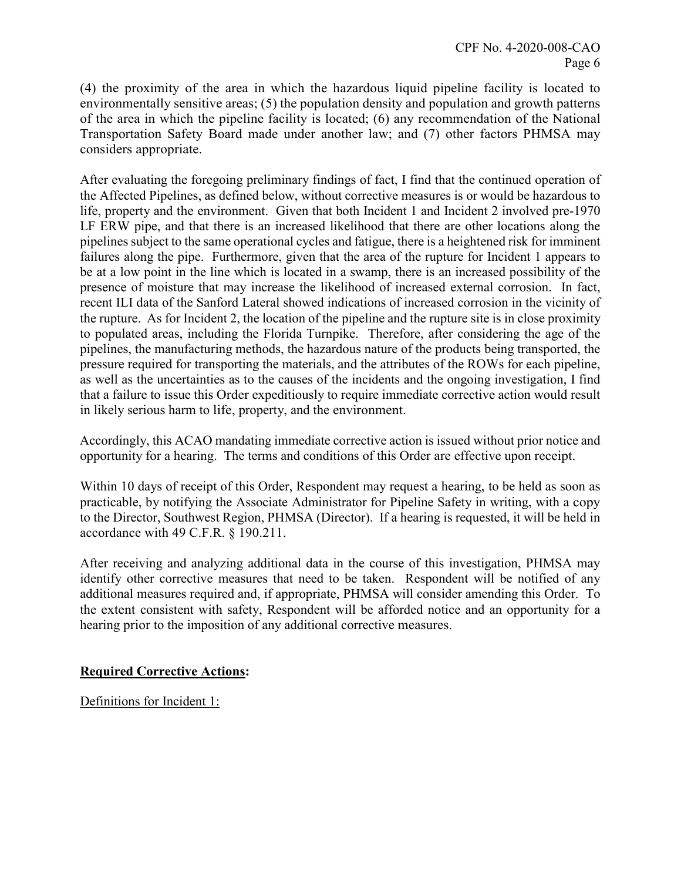(4) the proximity of the area in which the hazardous liquid pipeline facility is located to environmentally sensitive areas; (5) the population density and population and growth patterns of the area in which the pipeline facility is located; (6) any recommendation of the National Transportation Safety Board made under another law; and (7) other factors PHMSA may considers appropriate.

After evaluating the foregoing preliminary findings of fact, I find that the continued operation of the Affected Pipelines, as defined below, without corrective measures is or would be hazardous to life, property and the environment. Given that both Incident 1 and Incident 2 involved pre-1970 LF ERW pipe, and that there is an increased likelihood that there are other locations along the pipelines subject to the same operational cycles and fatigue, there is a heightened risk for imminent failures along the pipe. Furthermore, given that the area of the rupture for Incident 1 appears to be at a low point in the line which is located in a swamp, there is an increased possibility of the presence of moisture that may increase the likelihood of increased external corrosion. In fact, recent ILI data of the Sanford Lateral showed indications of increased corrosion in the vicinity of the rupture. As for Incident 2, the location of the pipeline and the rupture site is in close proximity to populated areas, including the Florida Turnpike. Therefore, after considering the age of the pipelines, the manufacturing methods, the hazardous nature of the products being transported, the pressure required for transporting the materials, and the attributes of the ROWs for each pipeline, as well as the uncertainties as to the causes of the incidents and the ongoing investigation, I find that a failure to issue this Order expeditiously to require immediate corrective action would result in likely serious harm to life, property, and the environment.

Accordingly, this ACAO mandating immediate corrective action is issued without prior notice and opportunity for a hearing. The terms and conditions of this Order are effective upon receipt.

Within 10 days of receipt of this Order, Respondent may request a hearing, to be held as soon as practicable, by notifying the Associate Administrator for Pipeline Safety in writing, with a copy to the Director, Southwest Region, PHMSA (Director). If a hearing is requested, it will be held in accordance with 49 C.F.R. § 190.211.

After receiving and analyzing additional data in the course of this investigation, PHMSA may identify other corrective measures that need to be taken. Respondent will be notified of any additional measures required and, if appropriate, PHMSA will consider amending this Order. To the extent consistent with safety, Respondent will be afforded notice and an opportunity for a hearing prior to the imposition of any additional corrective measures.

**Required Corrective Actions:**

Definitions for Incident 1: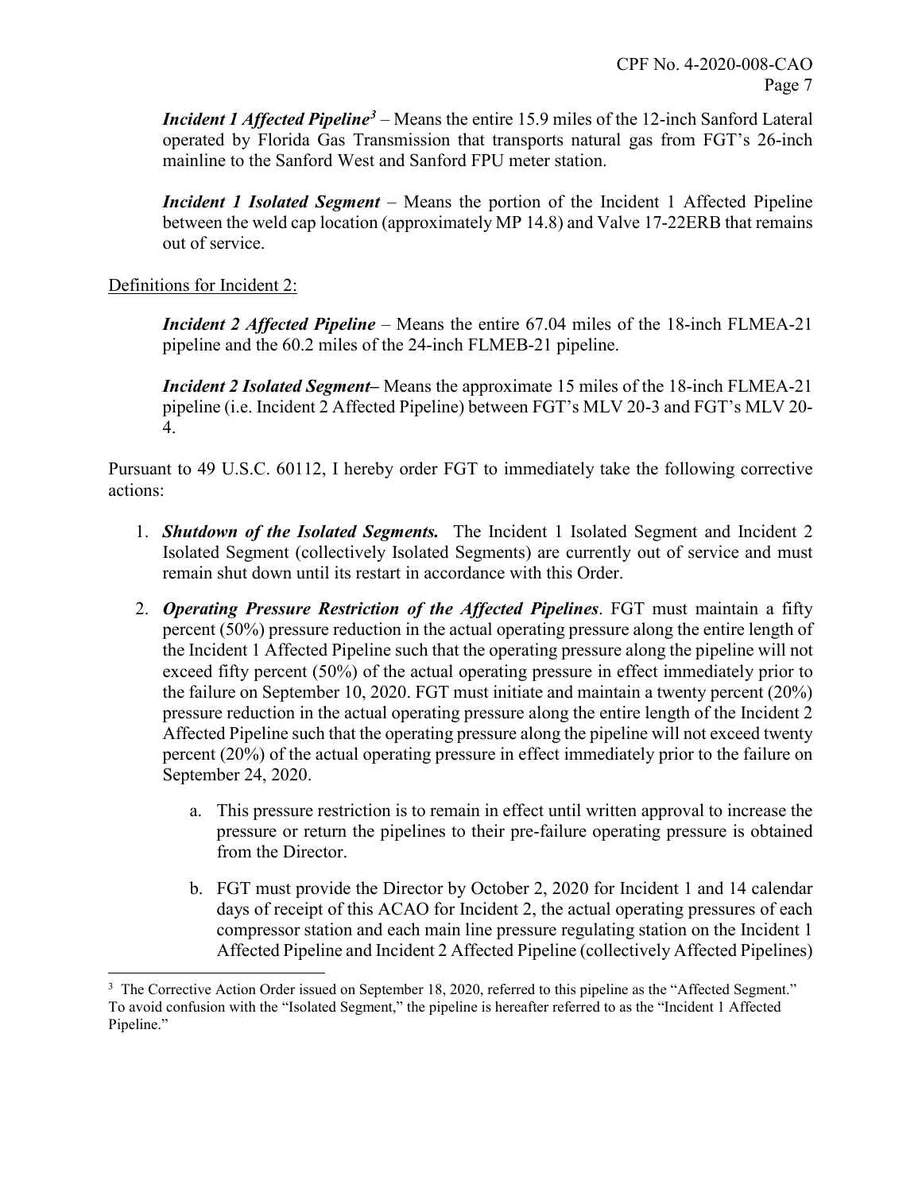***Incident 1 Affected Pipeline***[3] – Means the entire 15.9 miles of the 12-inch Sanford Lateral operated by Florida Gas Transmission that transports natural gas from FGT's 26-inch mainline to the Sanford West and Sanford FPU meter station.

***Incident 1 Isolated Segment*** – Means the portion of the Incident 1 Affected Pipeline between the weld cap location (approximately MP 14.8) and Valve 17-22ERB that remains out of service.

Definitions for Incident 2:

***Incident 2 Affected Pipeline*** – Means the entire 67.04 miles of the 18-inch FLMEA-21 pipeline and the 60.2 miles of the 24-inch FLMEB-21 pipeline.

***Incident 2 Isolated Segment*–** Means the approximate 15 miles of the 18-inch FLMEA-21 pipeline (i.e. Incident 2 Affected Pipeline) between FGT's MLV 20-3 and FGT's MLV 20-4.

Pursuant to 49 U.S.C. 60112, I hereby order FGT to immediately take the following corrective actions:

1. ***Shutdown of the Isolated Segments.*** The Incident 1 Isolated Segment and Incident 2 Isolated Segment (collectively Isolated Segments) are currently out of service and must remain shut down until its restart in accordance with this Order.

2. ***Operating Pressure Restriction of the Affected Pipelines***. FGT must maintain a fifty percent (50%) pressure reduction in the actual operating pressure along the entire length of the Incident 1 Affected Pipeline such that the operating pressure along the pipeline will not exceed fifty percent (50%) of the actual operating pressure in effect immediately prior to the failure on September 10, 2020. FGT must initiate and maintain a twenty percent (20%) pressure reduction in the actual operating pressure along the entire length of the Incident 2 Affected Pipeline such that the operating pressure along the pipeline will not exceed twenty percent (20%) of the actual operating pressure in effect immediately prior to the failure on September 24, 2020.

    a. This pressure restriction is to remain in effect until written approval to increase the pressure or return the pipelines to their pre-failure operating pressure is obtained from the Director.

    b. FGT must provide the Director by October 2, 2020 for Incident 1 and 14 calendar days of receipt of this ACAO for Incident 2, the actual operating pressures of each compressor station and each main line pressure regulating station on the Incident 1 Affected Pipeline and Incident 2 Affected Pipeline (collectively Affected Pipelines)

---

[3] The Corrective Action Order issued on September 18, 2020, referred to this pipeline as the "Affected Segment." To avoid confusion with the "Isolated Segment," the pipeline is hereafter referred to as the "Incident 1 Affected Pipeline."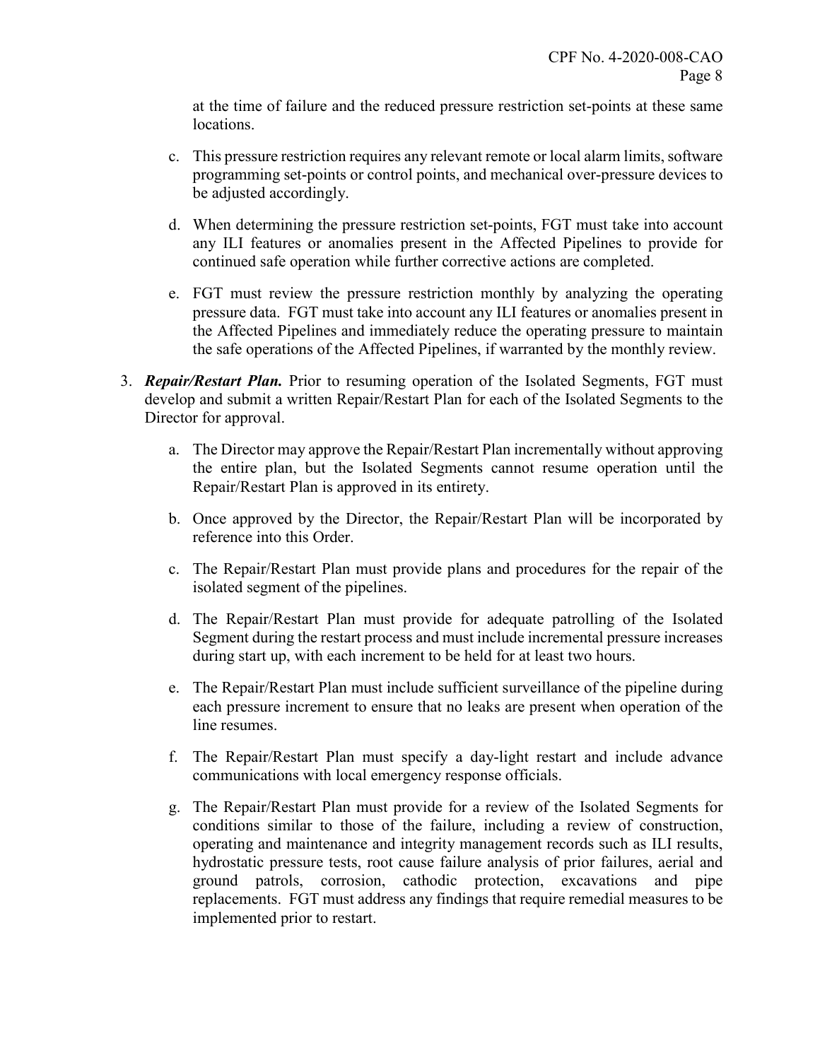at the time of failure and the reduced pressure restriction set-points at these same locations.

c. This pressure restriction requires any relevant remote or local alarm limits, software programming set-points or control points, and mechanical over-pressure devices to be adjusted accordingly.

d. When determining the pressure restriction set-points, FGT must take into account any ILI features or anomalies present in the Affected Pipelines to provide for continued safe operation while further corrective actions are completed.

e. FGT must review the pressure restriction monthly by analyzing the operating pressure data. FGT must take into account any ILI features or anomalies present in the Affected Pipelines and immediately reduce the operating pressure to maintain the safe operations of the Affected Pipelines, if warranted by the monthly review.

3. ***Repair/Restart Plan.*** Prior to resuming operation of the Isolated Segments, FGT must develop and submit a written Repair/Restart Plan for each of the Isolated Segments to the Director for approval.

   a. The Director may approve the Repair/Restart Plan incrementally without approving the entire plan, but the Isolated Segments cannot resume operation until the Repair/Restart Plan is approved in its entirety.

   b. Once approved by the Director, the Repair/Restart Plan will be incorporated by reference into this Order.

   c. The Repair/Restart Plan must provide plans and procedures for the repair of the isolated segment of the pipelines.

   d. The Repair/Restart Plan must provide for adequate patrolling of the Isolated Segment during the restart process and must include incremental pressure increases during start up, with each increment to be held for at least two hours.

   e. The Repair/Restart Plan must include sufficient surveillance of the pipeline during each pressure increment to ensure that no leaks are present when operation of the line resumes.

   f. The Repair/Restart Plan must specify a day-light restart and include advance communications with local emergency response officials.

   g. The Repair/Restart Plan must provide for a review of the Isolated Segments for conditions similar to those of the failure, including a review of construction, operating and maintenance and integrity management records such as ILI results, hydrostatic pressure tests, root cause failure analysis of prior failures, aerial and ground patrols, corrosion, cathodic protection, excavations and pipe replacements. FGT must address any findings that require remedial measures to be implemented prior to restart.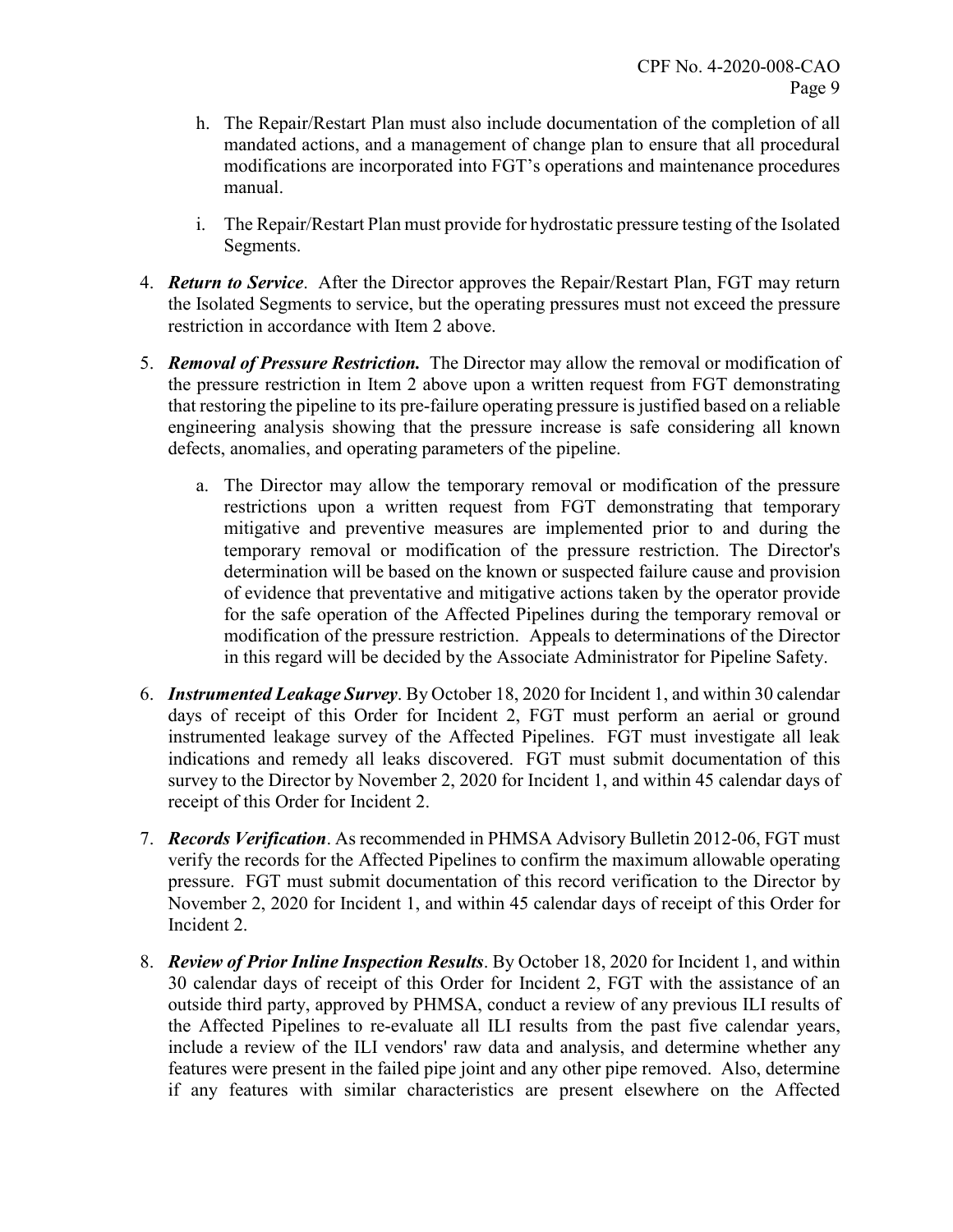h. The Repair/Restart Plan must also include documentation of the completion of all mandated actions, and a management of change plan to ensure that all procedural modifications are incorporated into FGT's operations and maintenance procedures manual.

i. The Repair/Restart Plan must provide for hydrostatic pressure testing of the Isolated Segments.

4. ***Return to Service***. After the Director approves the Repair/Restart Plan, FGT may return the Isolated Segments to service, but the operating pressures must not exceed the pressure restriction in accordance with Item 2 above.

5. ***Removal of Pressure Restriction.*** The Director may allow the removal or modification of the pressure restriction in Item 2 above upon a written request from FGT demonstrating that restoring the pipeline to its pre-failure operating pressure is justified based on a reliable engineering analysis showing that the pressure increase is safe considering all known defects, anomalies, and operating parameters of the pipeline.

   a. The Director may allow the temporary removal or modification of the pressure restrictions upon a written request from FGT demonstrating that temporary mitigative and preventive measures are implemented prior to and during the temporary removal or modification of the pressure restriction. The Director's determination will be based on the known or suspected failure cause and provision of evidence that preventative and mitigative actions taken by the operator provide for the safe operation of the Affected Pipelines during the temporary removal or modification of the pressure restriction. Appeals to determinations of the Director in this regard will be decided by the Associate Administrator for Pipeline Safety.

6. ***Instrumented Leakage Survey***. By October 18, 2020 for Incident 1, and within 30 calendar days of receipt of this Order for Incident 2, FGT must perform an aerial or ground instrumented leakage survey of the Affected Pipelines. FGT must investigate all leak indications and remedy all leaks discovered. FGT must submit documentation of this survey to the Director by November 2, 2020 for Incident 1, and within 45 calendar days of receipt of this Order for Incident 2.

7. ***Records Verification***. As recommended in PHMSA Advisory Bulletin 2012-06, FGT must verify the records for the Affected Pipelines to confirm the maximum allowable operating pressure. FGT must submit documentation of this record verification to the Director by November 2, 2020 for Incident 1, and within 45 calendar days of receipt of this Order for Incident 2.

8. ***Review of Prior Inline Inspection Results***. By October 18, 2020 for Incident 1, and within 30 calendar days of receipt of this Order for Incident 2, FGT with the assistance of an outside third party, approved by PHMSA, conduct a review of any previous ILI results of the Affected Pipelines to re-evaluate all ILI results from the past five calendar years, include a review of the ILI vendors' raw data and analysis, and determine whether any features were present in the failed pipe joint and any other pipe removed. Also, determine if any features with similar characteristics are present elsewhere on the Affected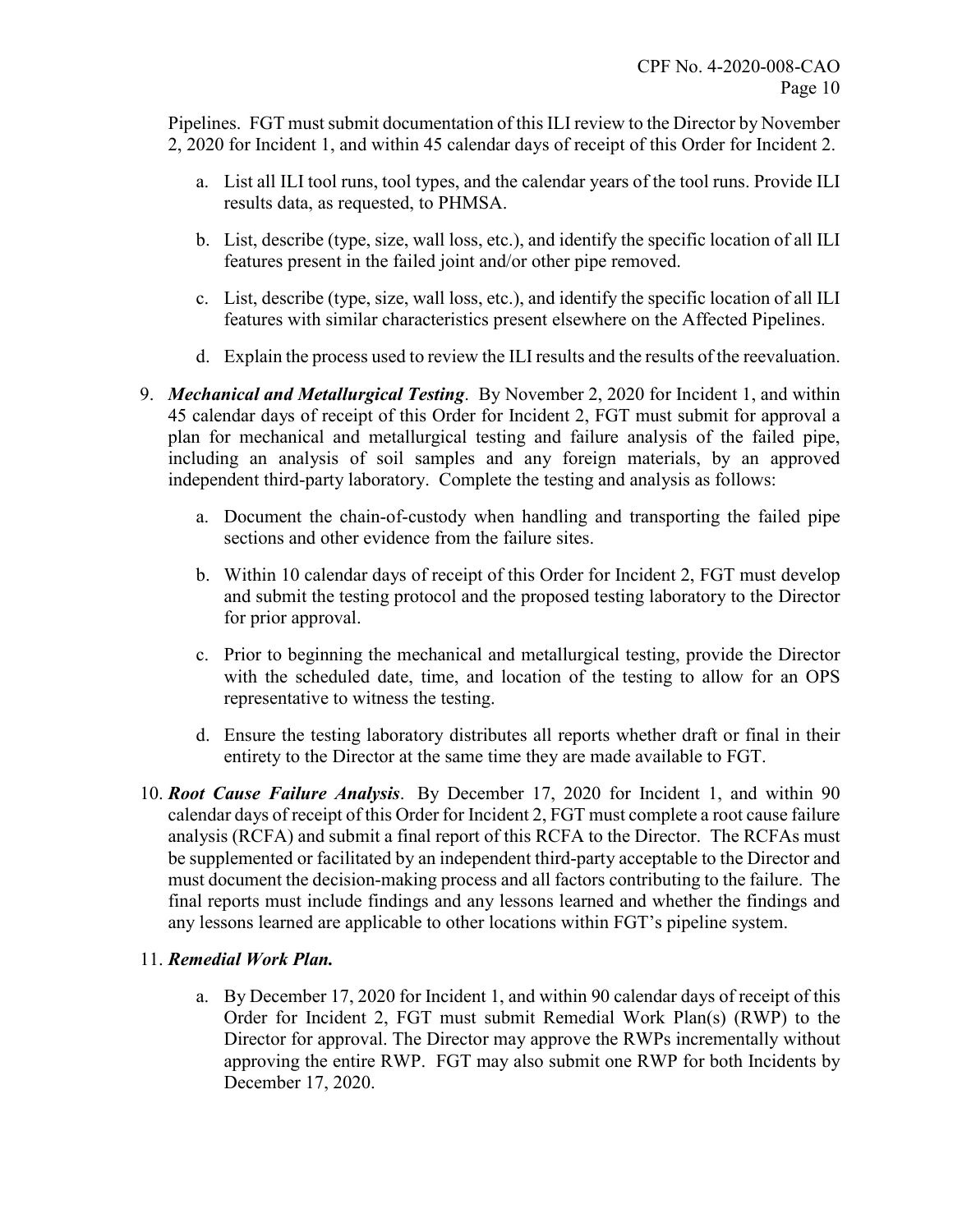Pipelines. FGT must submit documentation of this ILI review to the Director by November 2, 2020 for Incident 1, and within 45 calendar days of receipt of this Order for Incident 2.

a. List all ILI tool runs, tool types, and the calendar years of the tool runs. Provide ILI results data, as requested, to PHMSA.

b. List, describe (type, size, wall loss, etc.), and identify the specific location of all ILI features present in the failed joint and/or other pipe removed.

c. List, describe (type, size, wall loss, etc.), and identify the specific location of all ILI features with similar characteristics present elsewhere on the Affected Pipelines.

d. Explain the process used to review the ILI results and the results of the reevaluation.

9. ***Mechanical and Metallurgical Testing***. By November 2, 2020 for Incident 1, and within 45 calendar days of receipt of this Order for Incident 2, FGT must submit for approval a plan for mechanical and metallurgical testing and failure analysis of the failed pipe, including an analysis of soil samples and any foreign materials, by an approved independent third-party laboratory. Complete the testing and analysis as follows:

   a. Document the chain-of-custody when handling and transporting the failed pipe sections and other evidence from the failure sites.

   b. Within 10 calendar days of receipt of this Order for Incident 2, FGT must develop and submit the testing protocol and the proposed testing laboratory to the Director for prior approval.

   c. Prior to beginning the mechanical and metallurgical testing, provide the Director with the scheduled date, time, and location of the testing to allow for an OPS representative to witness the testing.

   d. Ensure the testing laboratory distributes all reports whether draft or final in their entirety to the Director at the same time they are made available to FGT.

10. ***Root Cause Failure Analysis***. By December 17, 2020 for Incident 1, and within 90 calendar days of receipt of this Order for Incident 2, FGT must complete a root cause failure analysis (RCFA) and submit a final report of this RCFA to the Director. The RCFAs must be supplemented or facilitated by an independent third-party acceptable to the Director and must document the decision-making process and all factors contributing to the failure. The final reports must include findings and any lessons learned and whether the findings and any lessons learned are applicable to other locations within FGT's pipeline system.

11. ***Remedial Work Plan.***

   a. By December 17, 2020 for Incident 1, and within 90 calendar days of receipt of this Order for Incident 2, FGT must submit Remedial Work Plan(s) (RWP) to the Director for approval. The Director may approve the RWPs incrementally without approving the entire RWP. FGT may also submit one RWP for both Incidents by December 17, 2020.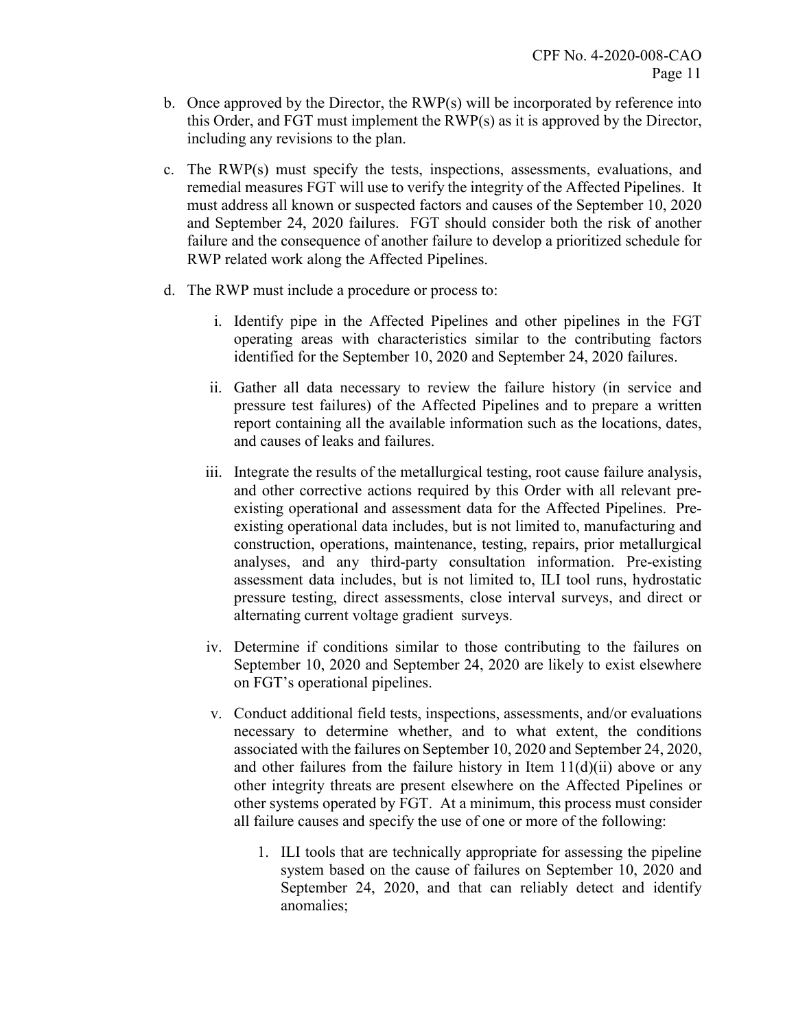b. Once approved by the Director, the RWP(s) will be incorporated by reference into this Order, and FGT must implement the RWP(s) as it is approved by the Director, including any revisions to the plan.

c. The RWP(s) must specify the tests, inspections, assessments, evaluations, and remedial measures FGT will use to verify the integrity of the Affected Pipelines. It must address all known or suspected factors and causes of the September 10, 2020 and September 24, 2020 failures. FGT should consider both the risk of another failure and the consequence of another failure to develop a prioritized schedule for RWP related work along the Affected Pipelines.

d. The RWP must include a procedure or process to:

   i. Identify pipe in the Affected Pipelines and other pipelines in the FGT operating areas with characteristics similar to the contributing factors identified for the September 10, 2020 and September 24, 2020 failures.

   ii. Gather all data necessary to review the failure history (in service and pressure test failures) of the Affected Pipelines and to prepare a written report containing all the available information such as the locations, dates, and causes of leaks and failures.

   iii. Integrate the results of the metallurgical testing, root cause failure analysis, and other corrective actions required by this Order with all relevant pre-existing operational and assessment data for the Affected Pipelines. Pre-existing operational data includes, but is not limited to, manufacturing and construction, operations, maintenance, testing, repairs, prior metallurgical analyses, and any third-party consultation information. Pre-existing assessment data includes, but is not limited to, ILI tool runs, hydrostatic pressure testing, direct assessments, close interval surveys, and direct or alternating current voltage gradient surveys.

   iv. Determine if conditions similar to those contributing to the failures on September 10, 2020 and September 24, 2020 are likely to exist elsewhere on FGT's operational pipelines.

   v. Conduct additional field tests, inspections, assessments, and/or evaluations necessary to determine whether, and to what extent, the conditions associated with the failures on September 10, 2020 and September 24, 2020, and other failures from the failure history in Item 11(d)(ii) above or any other integrity threats are present elsewhere on the Affected Pipelines or other systems operated by FGT. At a minimum, this process must consider all failure causes and specify the use of one or more of the following:

      1. ILI tools that are technically appropriate for assessing the pipeline system based on the cause of failures on September 10, 2020 and September 24, 2020, and that can reliably detect and identify anomalies;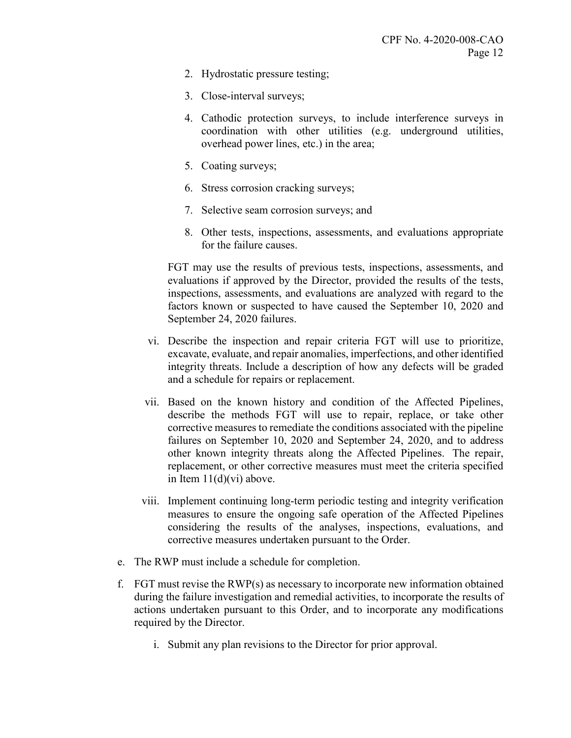2. Hydrostatic pressure testing;

3. Close-interval surveys;

4. Cathodic protection surveys, to include interference surveys in coordination with other utilities (e.g. underground utilities, overhead power lines, etc.) in the area;

5. Coating surveys;

6. Stress corrosion cracking surveys;

7. Selective seam corrosion surveys; and

8. Other tests, inspections, assessments, and evaluations appropriate for the failure causes.

FGT may use the results of previous tests, inspections, assessments, and evaluations if approved by the Director, provided the results of the tests, inspections, assessments, and evaluations are analyzed with regard to the factors known or suspected to have caused the September 10, 2020 and September 24, 2020 failures.

vi. Describe the inspection and repair criteria FGT will use to prioritize, excavate, evaluate, and repair anomalies, imperfections, and other identified integrity threats. Include a description of how any defects will be graded and a schedule for repairs or replacement.

vii. Based on the known history and condition of the Affected Pipelines, describe the methods FGT will use to repair, replace, or take other corrective measures to remediate the conditions associated with the pipeline failures on September 10, 2020 and September 24, 2020, and to address other known integrity threats along the Affected Pipelines. The repair, replacement, or other corrective measures must meet the criteria specified in Item 11(d)(vi) above.

viii. Implement continuing long-term periodic testing and integrity verification measures to ensure the ongoing safe operation of the Affected Pipelines considering the results of the analyses, inspections, evaluations, and corrective measures undertaken pursuant to the Order.

e. The RWP must include a schedule for completion.

f. FGT must revise the RWP(s) as necessary to incorporate new information obtained during the failure investigation and remedial activities, to incorporate the results of actions undertaken pursuant to this Order, and to incorporate any modifications required by the Director.

   i. Submit any plan revisions to the Director for prior approval.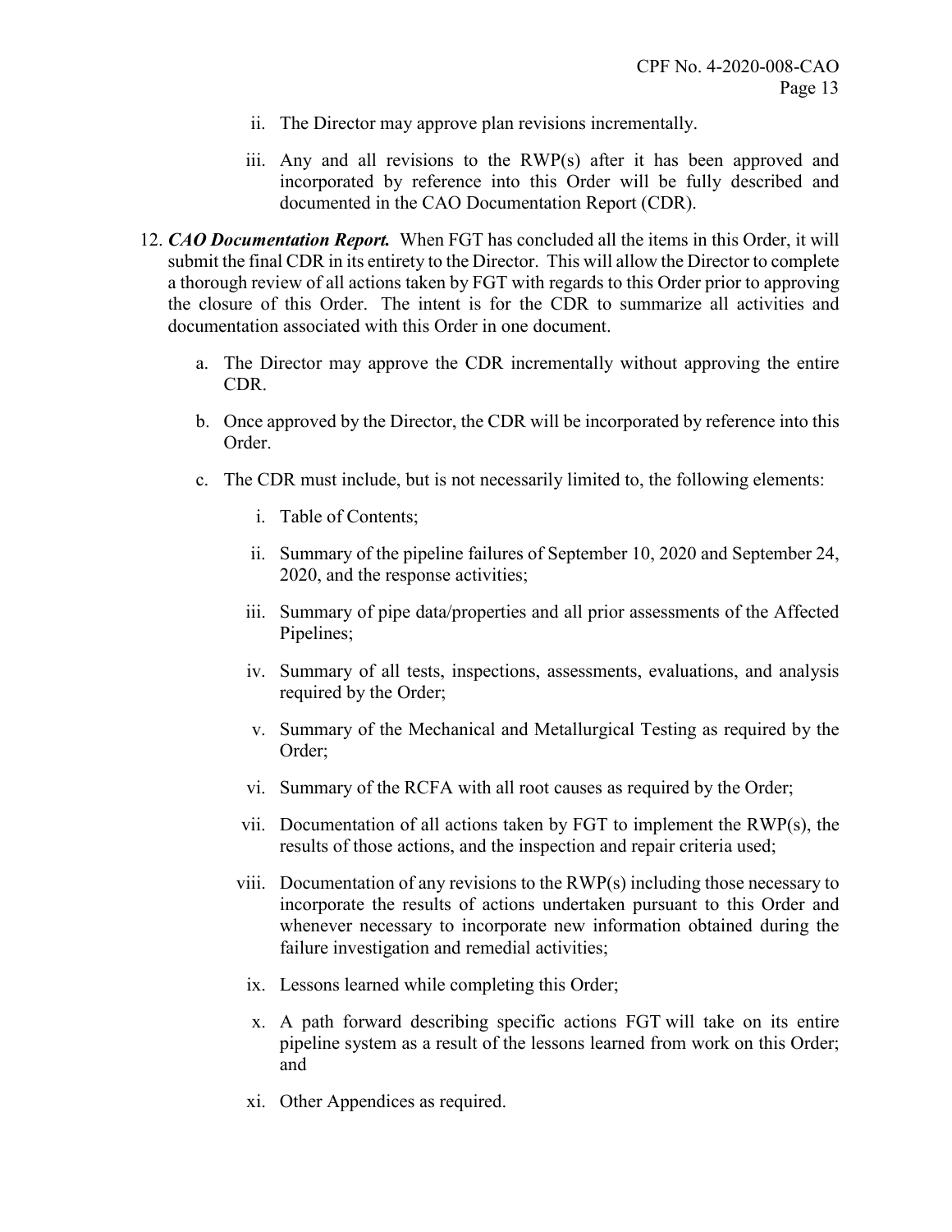ii. The Director may approve plan revisions incrementally.

iii. Any and all revisions to the RWP(s) after it has been approved and incorporated by reference into this Order will be fully described and documented in the CAO Documentation Report (CDR).

12. ***CAO Documentation Report.*** When FGT has concluded all the items in this Order, it will submit the final CDR in its entirety to the Director. This will allow the Director to complete a thorough review of all actions taken by FGT with regards to this Order prior to approving the closure of this Order. The intent is for the CDR to summarize all activities and documentation associated with this Order in one document.

    a. The Director may approve the CDR incrementally without approving the entire CDR.

    b. Once approved by the Director, the CDR will be incorporated by reference into this Order.

    c. The CDR must include, but is not necessarily limited to, the following elements:

        i. Table of Contents;

        ii. Summary of the pipeline failures of September 10, 2020 and September 24, 2020, and the response activities;

        iii. Summary of pipe data/properties and all prior assessments of the Affected Pipelines;

        iv. Summary of all tests, inspections, assessments, evaluations, and analysis required by the Order;

        v. Summary of the Mechanical and Metallurgical Testing as required by the Order;

        vi. Summary of the RCFA with all root causes as required by the Order;

        vii. Documentation of all actions taken by FGT to implement the RWP(s), the results of those actions, and the inspection and repair criteria used;

        viii. Documentation of any revisions to the RWP(s) including those necessary to incorporate the results of actions undertaken pursuant to this Order and whenever necessary to incorporate new information obtained during the failure investigation and remedial activities;

        ix. Lessons learned while completing this Order;

        x. A path forward describing specific actions FGT will take on its entire pipeline system as a result of the lessons learned from work on this Order; and

        xi. Other Appendices as required.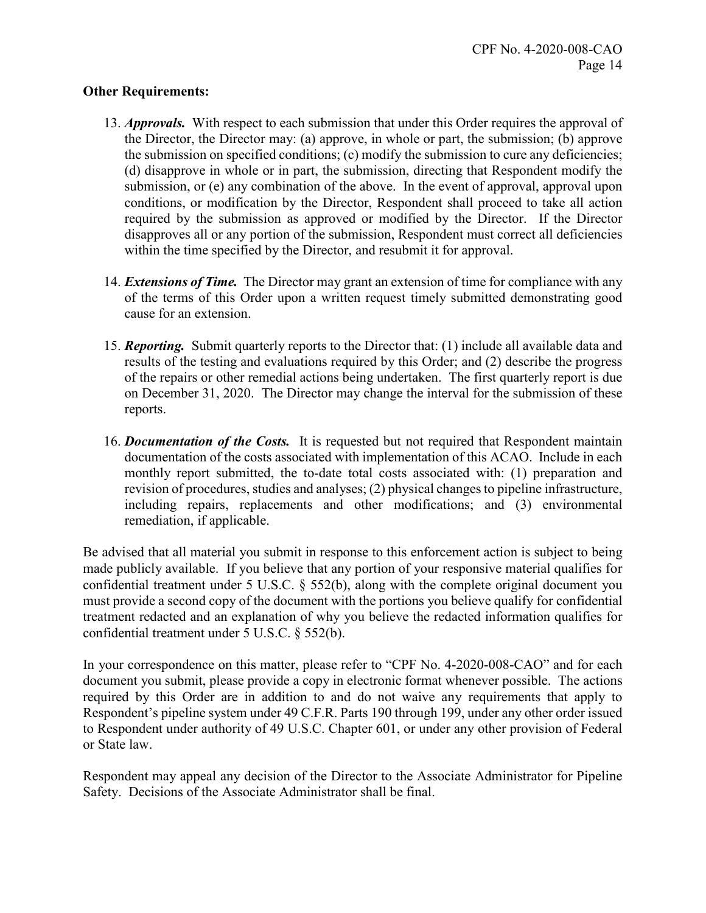**Other Requirements:**

13. ***Approvals.*** With respect to each submission that under this Order requires the approval of the Director, the Director may: (a) approve, in whole or part, the submission; (b) approve the submission on specified conditions; (c) modify the submission to cure any deficiencies; (d) disapprove in whole or in part, the submission, directing that Respondent modify the submission, or (e) any combination of the above. In the event of approval, approval upon conditions, or modification by the Director, Respondent shall proceed to take all action required by the submission as approved or modified by the Director. If the Director disapproves all or any portion of the submission, Respondent must correct all deficiencies within the time specified by the Director, and resubmit it for approval.

14. ***Extensions of Time.*** The Director may grant an extension of time for compliance with any of the terms of this Order upon a written request timely submitted demonstrating good cause for an extension.

15. ***Reporting.*** Submit quarterly reports to the Director that: (1) include all available data and results of the testing and evaluations required by this Order; and (2) describe the progress of the repairs or other remedial actions being undertaken. The first quarterly report is due on December 31, 2020. The Director may change the interval for the submission of these reports.

16. ***Documentation of the Costs.*** It is requested but not required that Respondent maintain documentation of the costs associated with implementation of this ACAO. Include in each monthly report submitted, the to-date total costs associated with: (1) preparation and revision of procedures, studies and analyses; (2) physical changes to pipeline infrastructure, including repairs, replacements and other modifications; and (3) environmental remediation, if applicable.

Be advised that all material you submit in response to this enforcement action is subject to being made publicly available. If you believe that any portion of your responsive material qualifies for confidential treatment under 5 U.S.C. § 552(b), along with the complete original document you must provide a second copy of the document with the portions you believe qualify for confidential treatment redacted and an explanation of why you believe the redacted information qualifies for confidential treatment under 5 U.S.C. § 552(b).

In your correspondence on this matter, please refer to "CPF No. 4-2020-008-CAO" and for each document you submit, please provide a copy in electronic format whenever possible. The actions required by this Order are in addition to and do not waive any requirements that apply to Respondent's pipeline system under 49 C.F.R. Parts 190 through 199, under any other order issued to Respondent under authority of 49 U.S.C. Chapter 601, or under any other provision of Federal or State law.

Respondent may appeal any decision of the Director to the Associate Administrator for Pipeline Safety. Decisions of the Associate Administrator shall be final.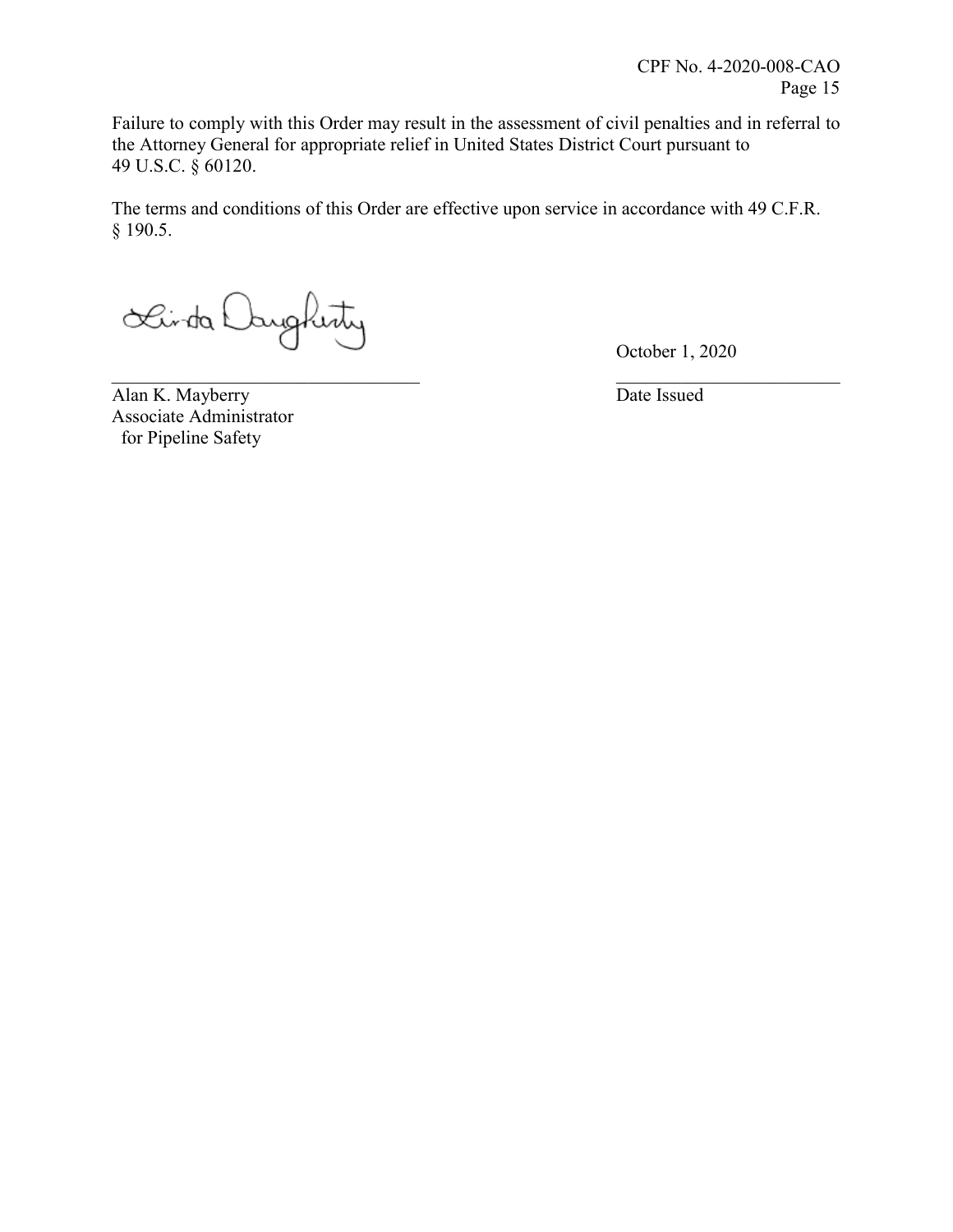Failure to comply with this Order may result in the assessment of civil penalties and in referral to the Attorney General for appropriate relief in United States District Court pursuant to 49 U.S.C. § 60120.

The terms and conditions of this Order are effective upon service in accordance with 49 C.F.R. § 190.5.

Linda Daugherty

Alan K. Mayberry
Associate Administrator
for Pipeline Safety

October 1, 2020

Date Issued